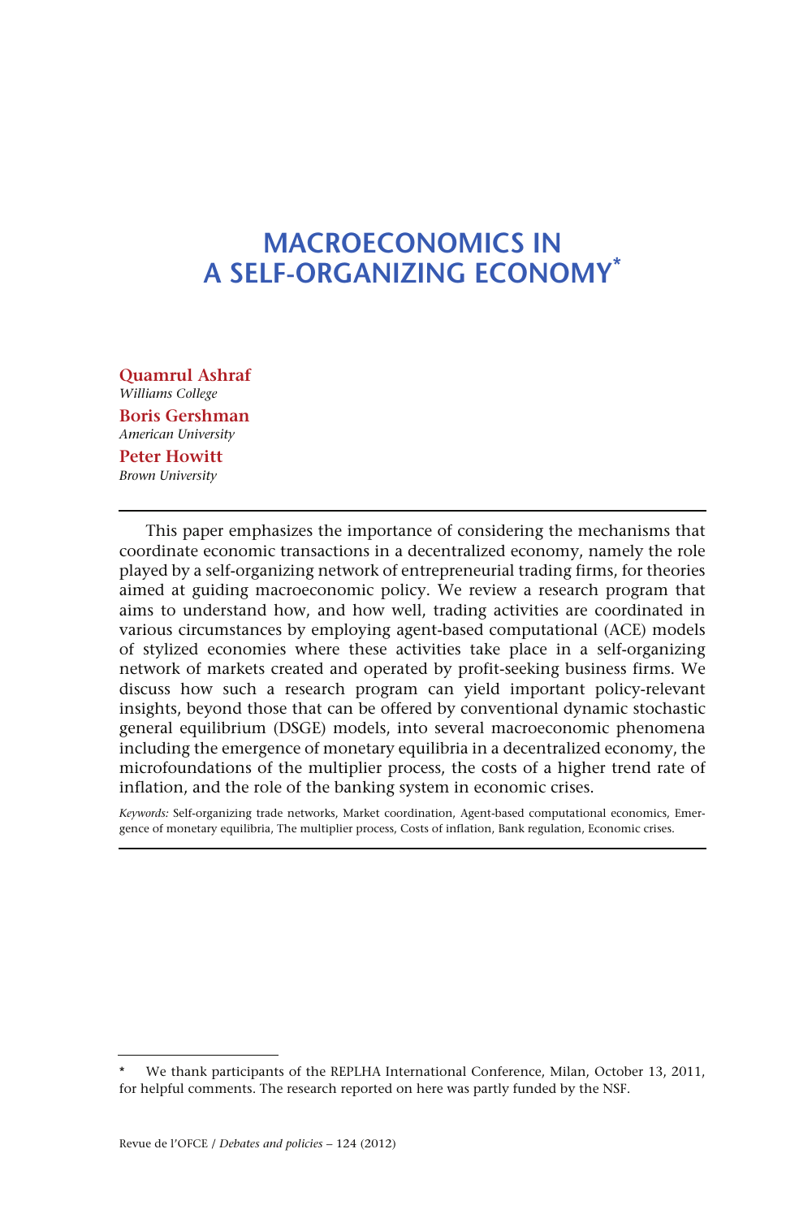# MACROECONOMICS IN A SELF-ORGANIZING ECONOMY*

**Quamrul Ashraf**
*Williams College*

**Boris Gershman**
*American University*

**Peter Howitt**
*Brown University*

---

This paper emphasizes the importance of considering the mechanisms that coordinate economic transactions in a decentralized economy, namely the role played by a self-organizing network of entrepreneurial trading firms, for theories aimed at guiding macroeconomic policy. We review a research program that aims to understand how, and how well, trading activities are coordinated in various circumstances by employing agent-based computational (ACE) models of stylized economies where these activities take place in a self-organizing network of markets created and operated by profit-seeking business firms. We discuss how such a research program can yield important policy-relevant insights, beyond those that can be offered by conventional dynamic stochastic general equilibrium (DSGE) models, into several macroeconomic phenomena including the emergence of monetary equilibria in a decentralized economy, the microfoundations of the multiplier process, the costs of a higher trend rate of inflation, and the role of the banking system in economic crises.

*Keywords:* Self-organizing trade networks, Market coordination, Agent-based computational economics, Emergence of monetary equilibria, The multiplier process, Costs of inflation, Bank regulation, Economic crises.

---

\* We thank participants of the REPLHA International Conference, Milan, October 13, 2011, for helpful comments. The research reported on here was partly funded by the NSF.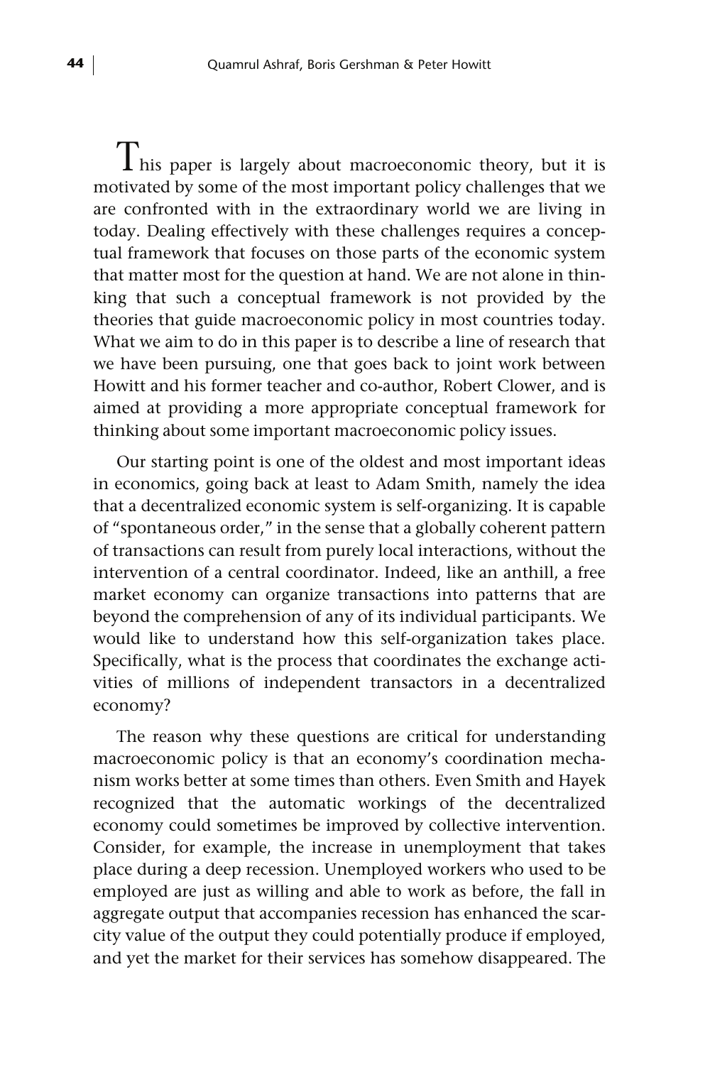This paper is largely about macroeconomic theory, but it is motivated by some of the most important policy challenges that we are confronted with in the extraordinary world we are living in today. Dealing effectively with these challenges requires a conceptual framework that focuses on those parts of the economic system that matter most for the question at hand. We are not alone in thinking that such a conceptual framework is not provided by the theories that guide macroeconomic policy in most countries today. What we aim to do in this paper is to describe a line of research that we have been pursuing, one that goes back to joint work between Howitt and his former teacher and co-author, Robert Clower, and is aimed at providing a more appropriate conceptual framework for thinking about some important macroeconomic policy issues.

Our starting point is one of the oldest and most important ideas in economics, going back at least to Adam Smith, namely the idea that a decentralized economic system is self-organizing. It is capable of "spontaneous order," in the sense that a globally coherent pattern of transactions can result from purely local interactions, without the intervention of a central coordinator. Indeed, like an anthill, a free market economy can organize transactions into patterns that are beyond the comprehension of any of its individual participants. We would like to understand how this self-organization takes place. Specifically, what is the process that coordinates the exchange activities of millions of independent transactors in a decentralized economy?

The reason why these questions are critical for understanding macroeconomic policy is that an economy's coordination mechanism works better at some times than others. Even Smith and Hayek recognized that the automatic workings of the decentralized economy could sometimes be improved by collective intervention. Consider, for example, the increase in unemployment that takes place during a deep recession. Unemployed workers who used to be employed are just as willing and able to work as before, the fall in aggregate output that accompanies recession has enhanced the scarcity value of the output they could potentially produce if employed, and yet the market for their services has somehow disappeared. The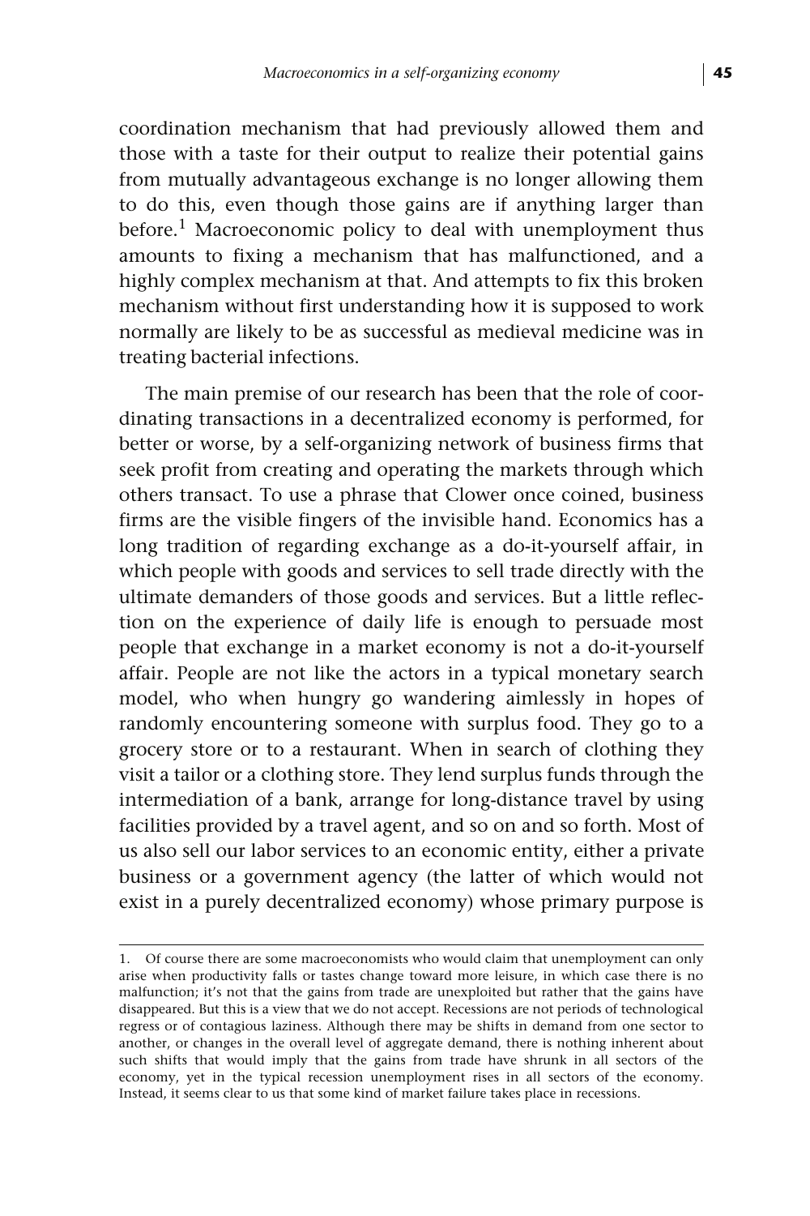coordination mechanism that had previously allowed them and those with a taste for their output to realize their potential gains from mutually advantageous exchange is no longer allowing them to do this, even though those gains are if anything larger than before.[1] Macroeconomic policy to deal with unemployment thus amounts to fixing a mechanism that has malfunctioned, and a highly complex mechanism at that. And attempts to fix this broken mechanism without first understanding how it is supposed to work normally are likely to be as successful as medieval medicine was in treating bacterial infections.

The main premise of our research has been that the role of coordinating transactions in a decentralized economy is performed, for better or worse, by a self-organizing network of business firms that seek profit from creating and operating the markets through which others transact. To use a phrase that Clower once coined, business firms are the visible fingers of the invisible hand. Economics has a long tradition of regarding exchange as a do-it-yourself affair, in which people with goods and services to sell trade directly with the ultimate demanders of those goods and services. But a little reflection on the experience of daily life is enough to persuade most people that exchange in a market economy is not a do-it-yourself affair. People are not like the actors in a typical monetary search model, who when hungry go wandering aimlessly in hopes of randomly encountering someone with surplus food. They go to a grocery store or to a restaurant. When in search of clothing they visit a tailor or a clothing store. They lend surplus funds through the intermediation of a bank, arrange for long-distance travel by using facilities provided by a travel agent, and so on and so forth. Most of us also sell our labor services to an economic entity, either a private business or a government agency (the latter of which would not exist in a purely decentralized economy) whose primary purpose is

---

1. Of course there are some macroeconomists who would claim that unemployment can only arise when productivity falls or tastes change toward more leisure, in which case there is no malfunction; it's not that the gains from trade are unexploited but rather that the gains have disappeared. But this is a view that we do not accept. Recessions are not periods of technological regress or of contagious laziness. Although there may be shifts in demand from one sector to another, or changes in the overall level of aggregate demand, there is nothing inherent about such shifts that would imply that the gains from trade have shrunk in all sectors of the economy, yet in the typical recession unemployment rises in all sectors of the economy. Instead, it seems clear to us that some kind of market failure takes place in recessions.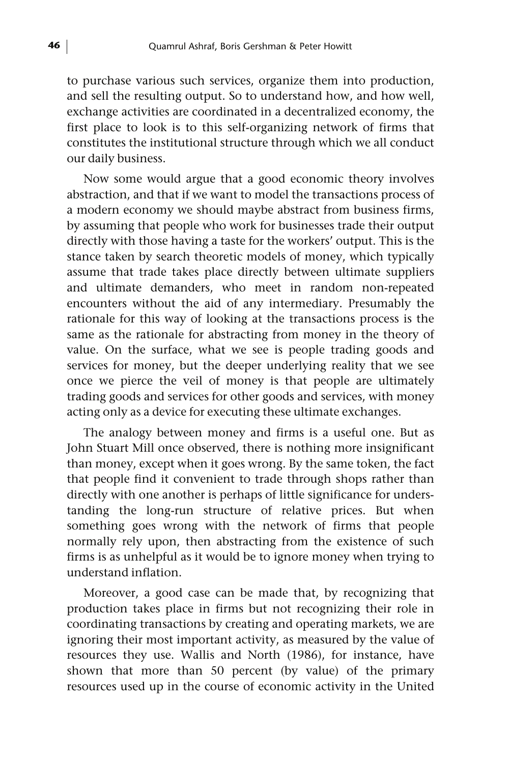to purchase various such services, organize them into production, and sell the resulting output. So to understand how, and how well, exchange activities are coordinated in a decentralized economy, the first place to look is to this self-organizing network of firms that constitutes the institutional structure through which we all conduct our daily business.

Now some would argue that a good economic theory involves abstraction, and that if we want to model the transactions process of a modern economy we should maybe abstract from business firms, by assuming that people who work for businesses trade their output directly with those having a taste for the workers' output. This is the stance taken by search theoretic models of money, which typically assume that trade takes place directly between ultimate suppliers and ultimate demanders, who meet in random non-repeated encounters without the aid of any intermediary. Presumably the rationale for this way of looking at the transactions process is the same as the rationale for abstracting from money in the theory of value. On the surface, what we see is people trading goods and services for money, but the deeper underlying reality that we see once we pierce the veil of money is that people are ultimately trading goods and services for other goods and services, with money acting only as a device for executing these ultimate exchanges.

The analogy between money and firms is a useful one. But as John Stuart Mill once observed, there is nothing more insignificant than money, except when it goes wrong. By the same token, the fact that people find it convenient to trade through shops rather than directly with one another is perhaps of little significance for understanding the long-run structure of relative prices. But when something goes wrong with the network of firms that people normally rely upon, then abstracting from the existence of such firms is as unhelpful as it would be to ignore money when trying to understand inflation.

Moreover, a good case can be made that, by recognizing that production takes place in firms but not recognizing their role in coordinating transactions by creating and operating markets, we are ignoring their most important activity, as measured by the value of resources they use. Wallis and North (1986), for instance, have shown that more than 50 percent (by value) of the primary resources used up in the course of economic activity in the United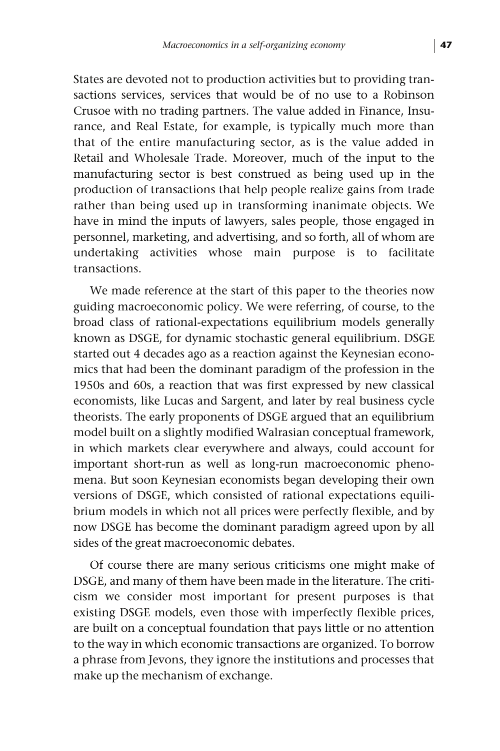States are devoted not to production activities but to providing transactions services, services that would be of no use to a Robinson Crusoe with no trading partners. The value added in Finance, Insurance, and Real Estate, for example, is typically much more than that of the entire manufacturing sector, as is the value added in Retail and Wholesale Trade. Moreover, much of the input to the manufacturing sector is best construed as being used up in the production of transactions that help people realize gains from trade rather than being used up in transforming inanimate objects. We have in mind the inputs of lawyers, sales people, those engaged in personnel, marketing, and advertising, and so forth, all of whom are undertaking activities whose main purpose is to facilitate transactions.

We made reference at the start of this paper to the theories now guiding macroeconomic policy. We were referring, of course, to the broad class of rational-expectations equilibrium models generally known as DSGE, for dynamic stochastic general equilibrium. DSGE started out 4 decades ago as a reaction against the Keynesian economics that had been the dominant paradigm of the profession in the 1950s and 60s, a reaction that was first expressed by new classical economists, like Lucas and Sargent, and later by real business cycle theorists. The early proponents of DSGE argued that an equilibrium model built on a slightly modified Walrasian conceptual framework, in which markets clear everywhere and always, could account for important short-run as well as long-run macroeconomic phenomena. But soon Keynesian economists began developing their own versions of DSGE, which consisted of rational expectations equilibrium models in which not all prices were perfectly flexible, and by now DSGE has become the dominant paradigm agreed upon by all sides of the great macroeconomic debates.

Of course there are many serious criticisms one might make of DSGE, and many of them have been made in the literature. The criticism we consider most important for present purposes is that existing DSGE models, even those with imperfectly flexible prices, are built on a conceptual foundation that pays little or no attention to the way in which economic transactions are organized. To borrow a phrase from Jevons, they ignore the institutions and processes that make up the mechanism of exchange.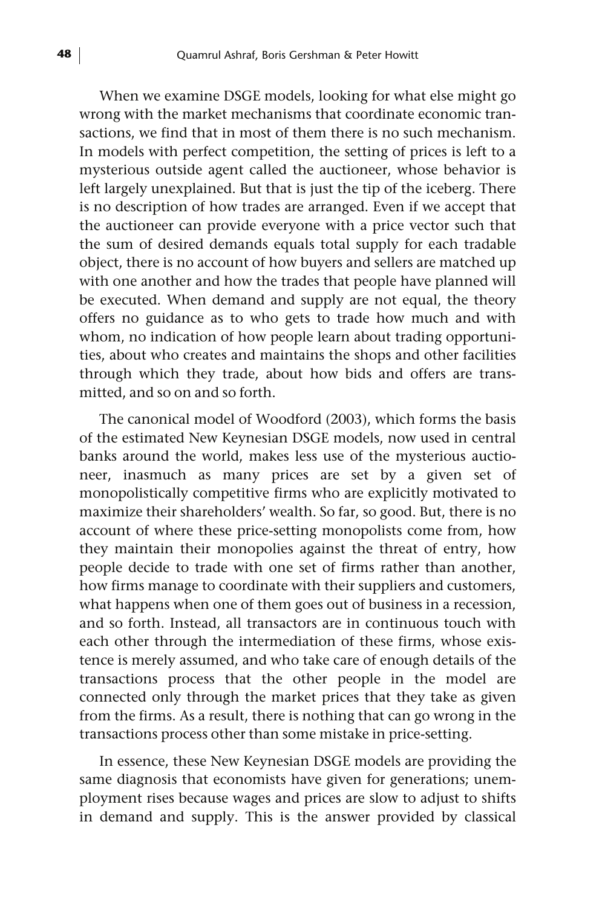When we examine DSGE models, looking for what else might go wrong with the market mechanisms that coordinate economic transactions, we find that in most of them there is no such mechanism. In models with perfect competition, the setting of prices is left to a mysterious outside agent called the auctioneer, whose behavior is left largely unexplained. But that is just the tip of the iceberg. There is no description of how trades are arranged. Even if we accept that the auctioneer can provide everyone with a price vector such that the sum of desired demands equals total supply for each tradable object, there is no account of how buyers and sellers are matched up with one another and how the trades that people have planned will be executed. When demand and supply are not equal, the theory offers no guidance as to who gets to trade how much and with whom, no indication of how people learn about trading opportunities, about who creates and maintains the shops and other facilities through which they trade, about how bids and offers are transmitted, and so on and so forth.

The canonical model of Woodford (2003), which forms the basis of the estimated New Keynesian DSGE models, now used in central banks around the world, makes less use of the mysterious auctioneer, inasmuch as many prices are set by a given set of monopolistically competitive firms who are explicitly motivated to maximize their shareholders' wealth. So far, so good. But, there is no account of where these price-setting monopolists come from, how they maintain their monopolies against the threat of entry, how people decide to trade with one set of firms rather than another, how firms manage to coordinate with their suppliers and customers, what happens when one of them goes out of business in a recession, and so forth. Instead, all transactors are in continuous touch with each other through the intermediation of these firms, whose existence is merely assumed, and who take care of enough details of the transactions process that the other people in the model are connected only through the market prices that they take as given from the firms. As a result, there is nothing that can go wrong in the transactions process other than some mistake in price-setting.

In essence, these New Keynesian DSGE models are providing the same diagnosis that economists have given for generations; unemployment rises because wages and prices are slow to adjust to shifts in demand and supply. This is the answer provided by classical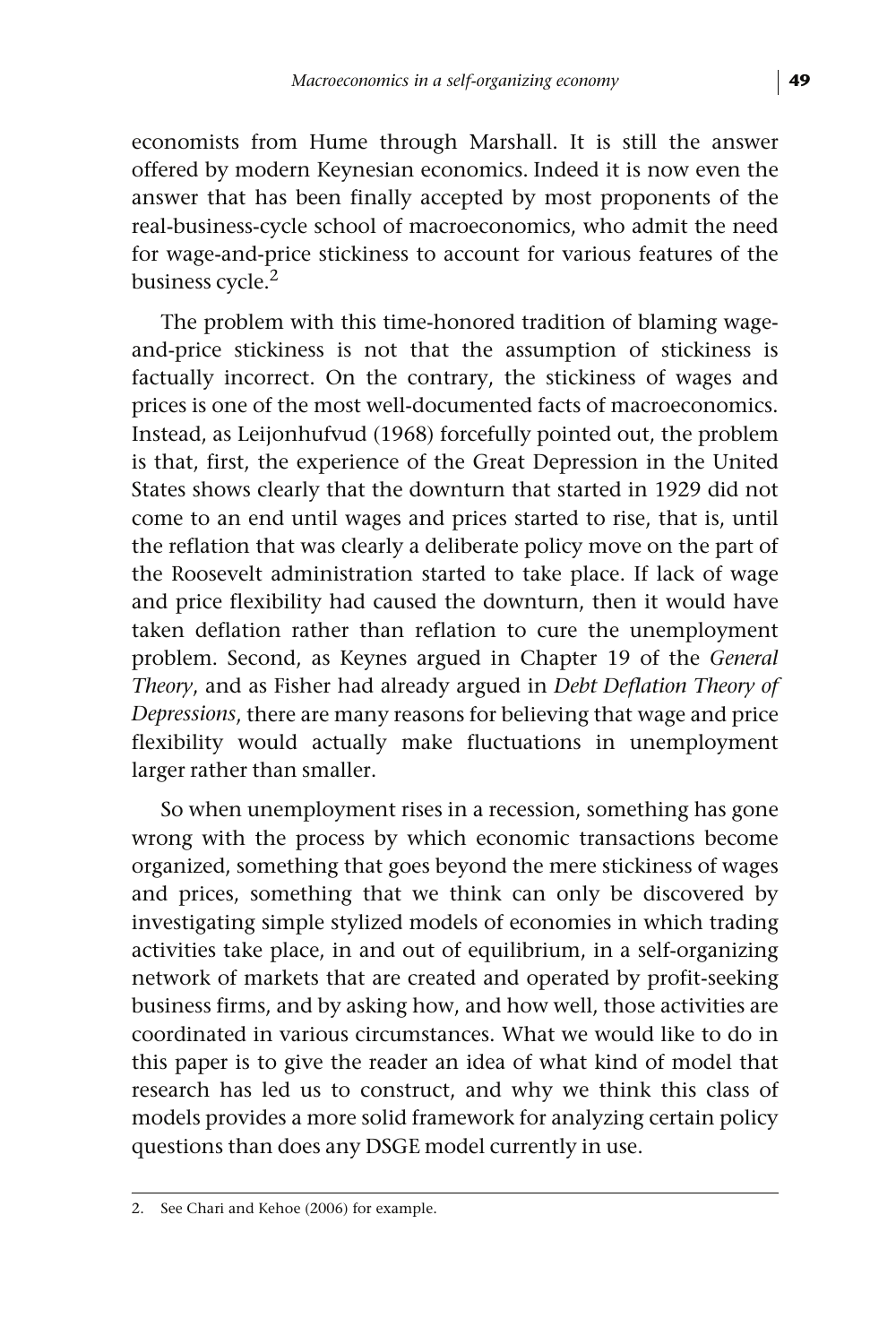economists from Hume through Marshall. It is still the answer offered by modern Keynesian economics. Indeed it is now even the answer that has been finally accepted by most proponents of the real-business-cycle school of macroeconomics, who admit the need for wage-and-price stickiness to account for various features of the business cycle.[2]

The problem with this time-honored tradition of blaming wage-and-price stickiness is not that the assumption of stickiness is factually incorrect. On the contrary, the stickiness of wages and prices is one of the most well-documented facts of macroeconomics. Instead, as Leijonhufvud (1968) forcefully pointed out, the problem is that, first, the experience of the Great Depression in the United States shows clearly that the downturn that started in 1929 did not come to an end until wages and prices started to rise, that is, until the reflation that was clearly a deliberate policy move on the part of the Roosevelt administration started to take place. If lack of wage and price flexibility had caused the downturn, then it would have taken deflation rather than reflation to cure the unemployment problem. Second, as Keynes argued in Chapter 19 of the *General Theory*, and as Fisher had already argued in *Debt Deflation Theory of Depressions*, there are many reasons for believing that wage and price flexibility would actually make fluctuations in unemployment larger rather than smaller.

So when unemployment rises in a recession, something has gone wrong with the process by which economic transactions become organized, something that goes beyond the mere stickiness of wages and prices, something that we think can only be discovered by investigating simple stylized models of economies in which trading activities take place, in and out of equilibrium, in a self-organizing network of markets that are created and operated by profit-seeking business firms, and by asking how, and how well, those activities are coordinated in various circumstances. What we would like to do in this paper is to give the reader an idea of what kind of model that research has led us to construct, and why we think this class of models provides a more solid framework for analyzing certain policy questions than does any DSGE model currently in use.

---

2. See Chari and Kehoe (2006) for example.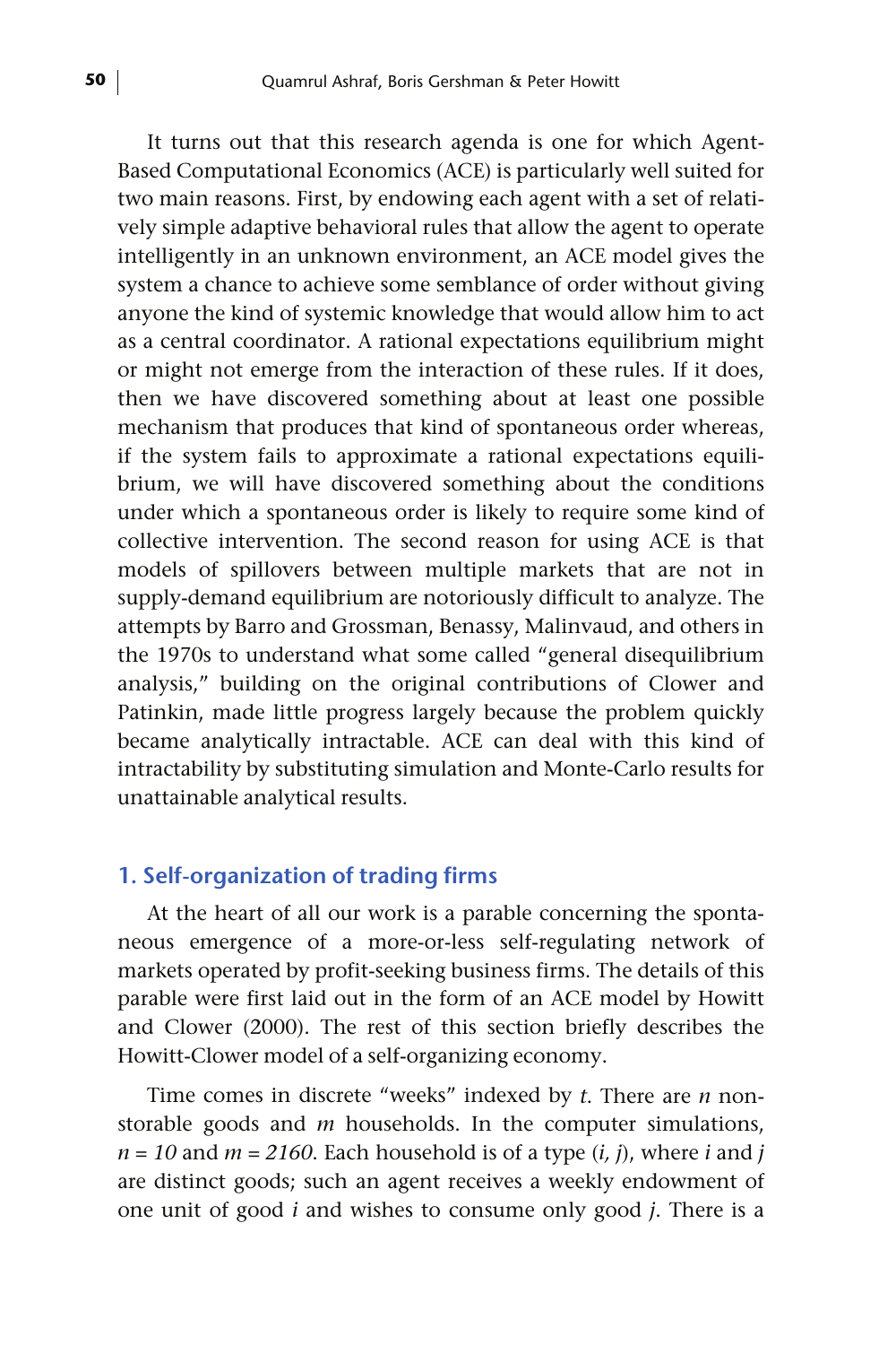It turns out that this research agenda is one for which Agent-Based Computational Economics (ACE) is particularly well suited for two main reasons. First, by endowing each agent with a set of relatively simple adaptive behavioral rules that allow the agent to operate intelligently in an unknown environment, an ACE model gives the system a chance to achieve some semblance of order without giving anyone the kind of systemic knowledge that would allow him to act as a central coordinator. A rational expectations equilibrium might or might not emerge from the interaction of these rules. If it does, then we have discovered something about at least one possible mechanism that produces that kind of spontaneous order whereas, if the system fails to approximate a rational expectations equilibrium, we will have discovered something about the conditions under which a spontaneous order is likely to require some kind of collective intervention. The second reason for using ACE is that models of spillovers between multiple markets that are not in supply-demand equilibrium are notoriously difficult to analyze. The attempts by Barro and Grossman, Benassy, Malinvaud, and others in the 1970s to understand what some called "general disequilibrium analysis," building on the original contributions of Clower and Patinkin, made little progress largely because the problem quickly became analytically intractable. ACE can deal with this kind of intractability by substituting simulation and Monte-Carlo results for unattainable analytical results.

## 1. Self-organization of trading firms

At the heart of all our work is a parable concerning the spontaneous emergence of a more-or-less self-regulating network of markets operated by profit-seeking business firms. The details of this parable were first laid out in the form of an ACE model by Howitt and Clower (2000). The rest of this section briefly describes the Howitt-Clower model of a self-organizing economy.

Time comes in discrete "weeks" indexed by $t$. There are $n$ non-storable goods and $m$ households. In the computer simulations, $n = 10$ and $m = 2160$. Each household is of a type $(i, j)$, where $i$ and $j$ are distinct goods; such an agent receives a weekly endowment of one unit of good $i$ and wishes to consume only good $j$. There is a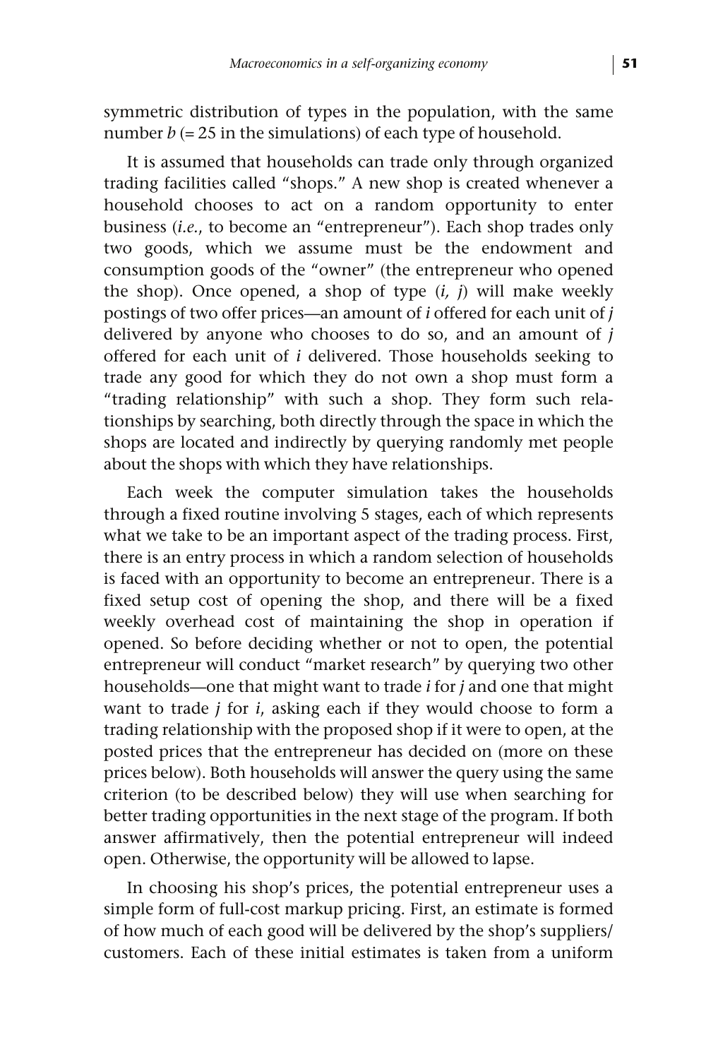symmetric distribution of types in the population, with the same number $b$ (= 25 in the simulations) of each type of household.

It is assumed that households can trade only through organized trading facilities called "shops." A new shop is created whenever a household chooses to act on a random opportunity to enter business (*i.e.*, to become an "entrepreneur"). Each shop trades only two goods, which we assume must be the endowment and consumption goods of the "owner" (the entrepreneur who opened the shop). Once opened, a shop of type $(i, j)$ will make weekly postings of two offer prices—an amount of $i$ offered for each unit of $j$ delivered by anyone who chooses to do so, and an amount of $j$ offered for each unit of $i$ delivered. Those households seeking to trade any good for which they do not own a shop must form a "trading relationship" with such a shop. They form such relationships by searching, both directly through the space in which the shops are located and indirectly by querying randomly met people about the shops with which they have relationships.

Each week the computer simulation takes the households through a fixed routine involving 5 stages, each of which represents what we take to be an important aspect of the trading process. First, there is an entry process in which a random selection of households is faced with an opportunity to become an entrepreneur. There is a fixed setup cost of opening the shop, and there will be a fixed weekly overhead cost of maintaining the shop in operation if opened. So before deciding whether or not to open, the potential entrepreneur will conduct "market research" by querying two other households—one that might want to trade $i$ for $j$ and one that might want to trade $j$ for $i$, asking each if they would choose to form a trading relationship with the proposed shop if it were to open, at the posted prices that the entrepreneur has decided on (more on these prices below). Both households will answer the query using the same criterion (to be described below) they will use when searching for better trading opportunities in the next stage of the program. If both answer affirmatively, then the potential entrepreneur will indeed open. Otherwise, the opportunity will be allowed to lapse.

In choosing his shop's prices, the potential entrepreneur uses a simple form of full-cost markup pricing. First, an estimate is formed of how much of each good will be delivered by the shop's suppliers/customers. Each of these initial estimates is taken from a uniform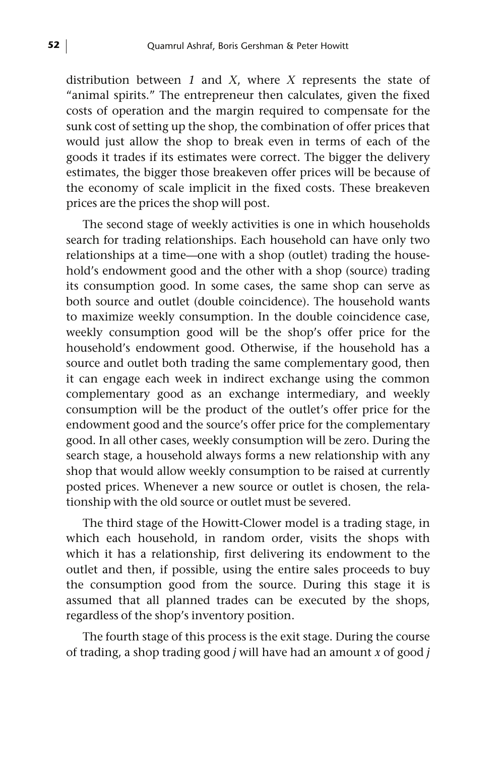distribution between $1$ and $X$, where $X$ represents the state of "animal spirits." The entrepreneur then calculates, given the fixed costs of operation and the margin required to compensate for the sunk cost of setting up the shop, the combination of offer prices that would just allow the shop to break even in terms of each of the goods it trades if its estimates were correct. The bigger the delivery estimates, the bigger those breakeven offer prices will be because of the economy of scale implicit in the fixed costs. These breakeven prices are the prices the shop will post.

The second stage of weekly activities is one in which households search for trading relationships. Each household can have only two relationships at a time—one with a shop (outlet) trading the household's endowment good and the other with a shop (source) trading its consumption good. In some cases, the same shop can serve as both source and outlet (double coincidence). The household wants to maximize weekly consumption. In the double coincidence case, weekly consumption good will be the shop's offer price for the household's endowment good. Otherwise, if the household has a source and outlet both trading the same complementary good, then it can engage each week in indirect exchange using the common complementary good as an exchange intermediary, and weekly consumption will be the product of the outlet's offer price for the endowment good and the source's offer price for the complementary good. In all other cases, weekly consumption will be zero. During the search stage, a household always forms a new relationship with any shop that would allow weekly consumption to be raised at currently posted prices. Whenever a new source or outlet is chosen, the relationship with the old source or outlet must be severed.

The third stage of the Howitt-Clower model is a trading stage, in which each household, in random order, visits the shops with which it has a relationship, first delivering its endowment to the outlet and then, if possible, using the entire sales proceeds to buy the consumption good from the source. During this stage it is assumed that all planned trades can be executed by the shops, regardless of the shop's inventory position.

The fourth stage of this process is the exit stage. During the course of trading, a shop trading good $j$ will have had an amount $x$ of good $j$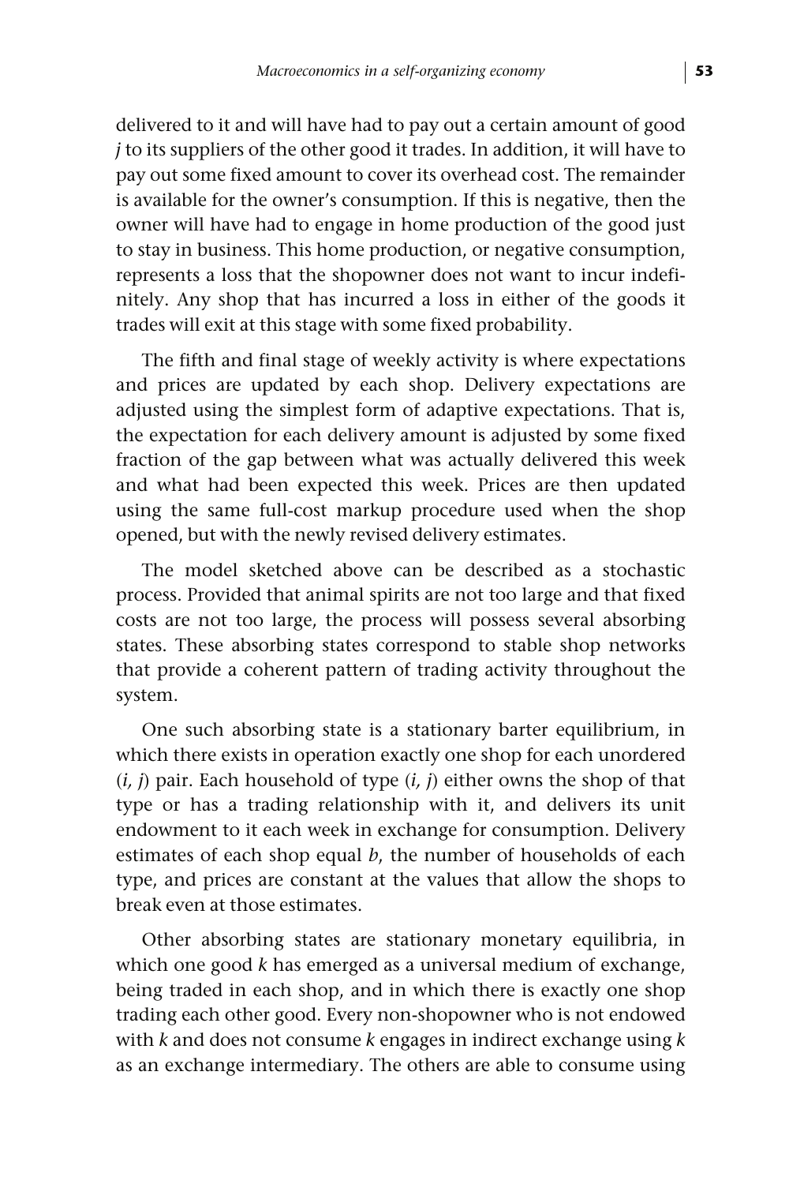delivered to it and will have had to pay out a certain amount of good $j$ to its suppliers of the other good it trades. In addition, it will have to pay out some fixed amount to cover its overhead cost. The remainder is available for the owner's consumption. If this is negative, then the owner will have had to engage in home production of the good just to stay in business. This home production, or negative consumption, represents a loss that the shopowner does not want to incur indefinitely. Any shop that has incurred a loss in either of the goods it trades will exit at this stage with some fixed probability.

The fifth and final stage of weekly activity is where expectations and prices are updated by each shop. Delivery expectations are adjusted using the simplest form of adaptive expectations. That is, the expectation for each delivery amount is adjusted by some fixed fraction of the gap between what was actually delivered this week and what had been expected this week. Prices are then updated using the same full-cost markup procedure used when the shop opened, but with the newly revised delivery estimates.

The model sketched above can be described as a stochastic process. Provided that animal spirits are not too large and that fixed costs are not too large, the process will possess several absorbing states. These absorbing states correspond to stable shop networks that provide a coherent pattern of trading activity throughout the system.

One such absorbing state is a stationary barter equilibrium, in which there exists in operation exactly one shop for each unordered $(i, j)$ pair. Each household of type $(i, j)$ either owns the shop of that type or has a trading relationship with it, and delivers its unit endowment to it each week in exchange for consumption. Delivery estimates of each shop equal $b$, the number of households of each type, and prices are constant at the values that allow the shops to break even at those estimates.

Other absorbing states are stationary monetary equilibria, in which one good $k$ has emerged as a universal medium of exchange, being traded in each shop, and in which there is exactly one shop trading each other good. Every non-shopowner who is not endowed with $k$ and does not consume $k$ engages in indirect exchange using $k$ as an exchange intermediary. The others are able to consume using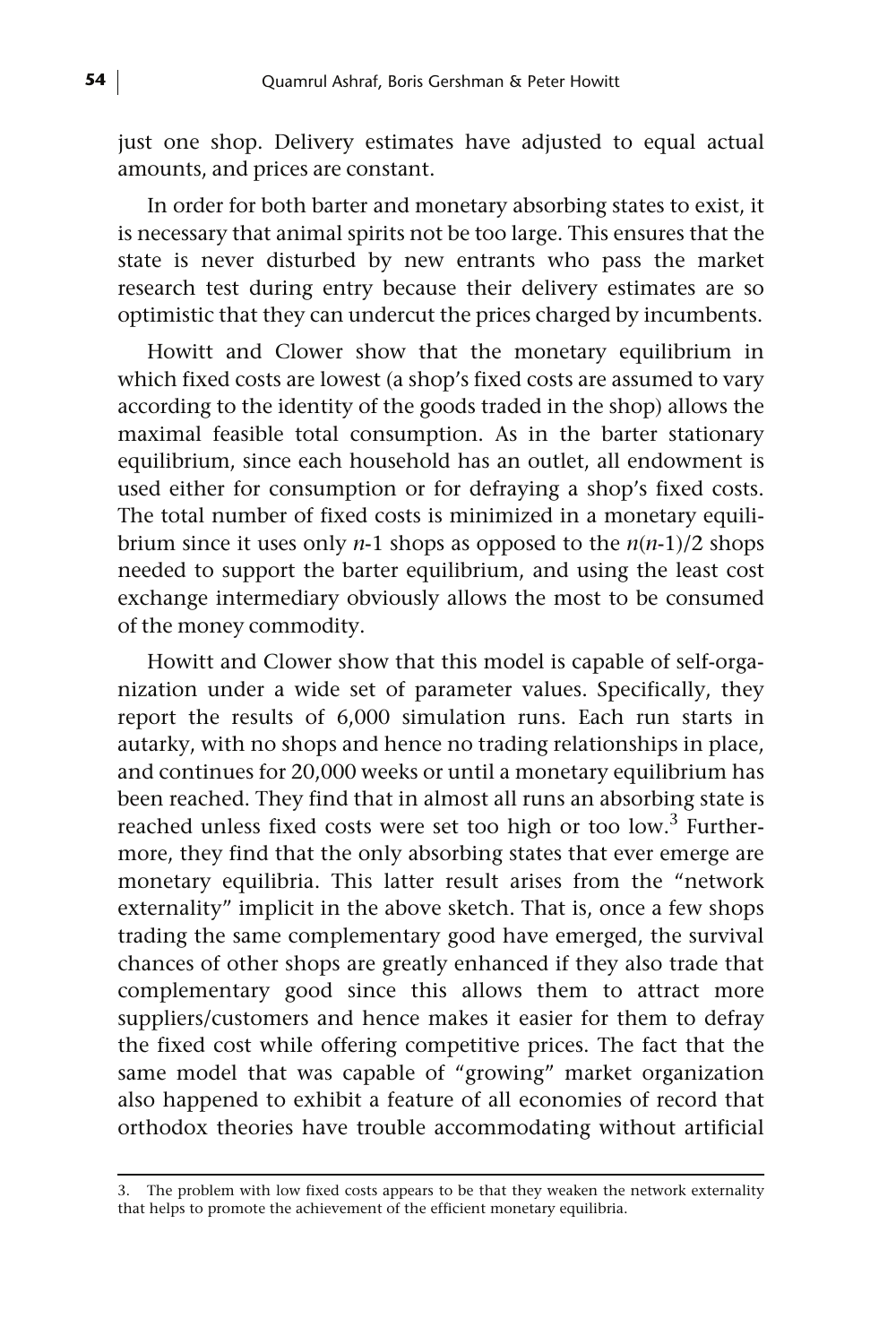just one shop. Delivery estimates have adjusted to equal actual amounts, and prices are constant.

In order for both barter and monetary absorbing states to exist, it is necessary that animal spirits not be too large. This ensures that the state is never disturbed by new entrants who pass the market research test during entry because their delivery estimates are so optimistic that they can undercut the prices charged by incumbents.

Howitt and Clower show that the monetary equilibrium in which fixed costs are lowest (a shop's fixed costs are assumed to vary according to the identity of the goods traded in the shop) allows the maximal feasible total consumption. As in the barter stationary equilibrium, since each household has an outlet, all endowment is used either for consumption or for defraying a shop's fixed costs. The total number of fixed costs is minimized in a monetary equilibrium since it uses only $n$-1 shops as opposed to the $n(n\text{-}1)/2$ shops needed to support the barter equilibrium, and using the least cost exchange intermediary obviously allows the most to be consumed of the money commodity.

Howitt and Clower show that this model is capable of self-organization under a wide set of parameter values. Specifically, they report the results of 6,000 simulation runs. Each run starts in autarky, with no shops and hence no trading relationships in place, and continues for 20,000 weeks or until a monetary equilibrium has been reached. They find that in almost all runs an absorbing state is reached unless fixed costs were set too high or too low.[3] Furthermore, they find that the only absorbing states that ever emerge are monetary equilibria. This latter result arises from the "network externality" implicit in the above sketch. That is, once a few shops trading the same complementary good have emerged, the survival chances of other shops are greatly enhanced if they also trade that complementary good since this allows them to attract more suppliers/customers and hence makes it easier for them to defray the fixed cost while offering competitive prices. The fact that the same model that was capable of "growing" market organization also happened to exhibit a feature of all economies of record that orthodox theories have trouble accommodating without artificial

3. The problem with low fixed costs appears to be that they weaken the network externality that helps to promote the achievement of the efficient monetary equilibria.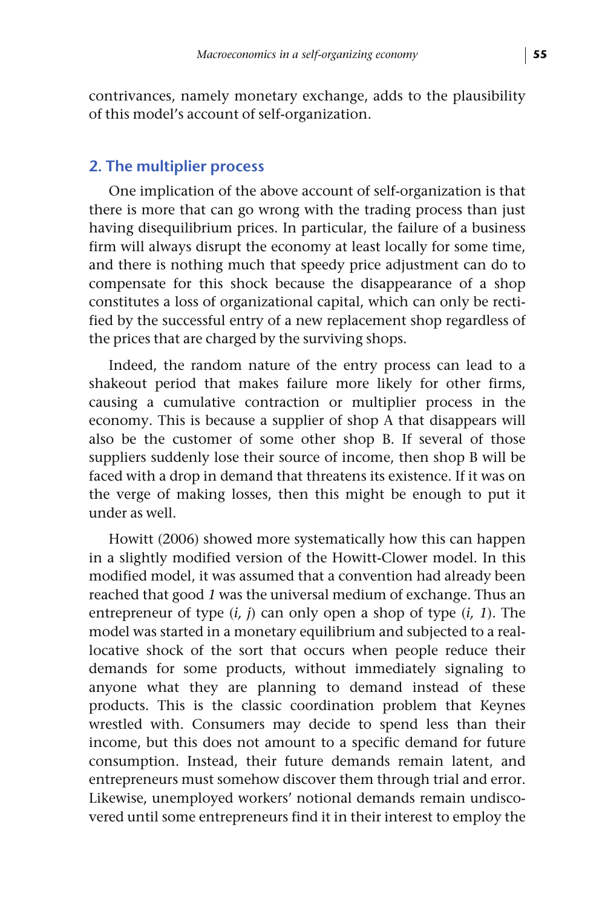contrivances, namely monetary exchange, adds to the plausibility of this model's account of self-organization.

## 2. The multiplier process

One implication of the above account of self-organization is that there is more that can go wrong with the trading process than just having disequilibrium prices. In particular, the failure of a business firm will always disrupt the economy at least locally for some time, and there is nothing much that speedy price adjustment can do to compensate for this shock because the disappearance of a shop constitutes a loss of organizational capital, which can only be rectified by the successful entry of a new replacement shop regardless of the prices that are charged by the surviving shops.

Indeed, the random nature of the entry process can lead to a shakeout period that makes failure more likely for other firms, causing a cumulative contraction or multiplier process in the economy. This is because a supplier of shop A that disappears will also be the customer of some other shop B. If several of those suppliers suddenly lose their source of income, then shop B will be faced with a drop in demand that threatens its existence. If it was on the verge of making losses, then this might be enough to put it under as well.

Howitt (2006) showed more systematically how this can happen in a slightly modified version of the Howitt-Clower model. In this modified model, it was assumed that a convention had already been reached that good *1* was the universal medium of exchange. Thus an entrepreneur of type $(i, j)$ can only open a shop of type $(i, 1)$. The model was started in a monetary equilibrium and subjected to a reallocative shock of the sort that occurs when people reduce their demands for some products, without immediately signaling to anyone what they are planning to demand instead of these products. This is the classic coordination problem that Keynes wrestled with. Consumers may decide to spend less than their income, but this does not amount to a specific demand for future consumption. Instead, their future demands remain latent, and entrepreneurs must somehow discover them through trial and error. Likewise, unemployed workers' notional demands remain undiscovered until some entrepreneurs find it in their interest to employ the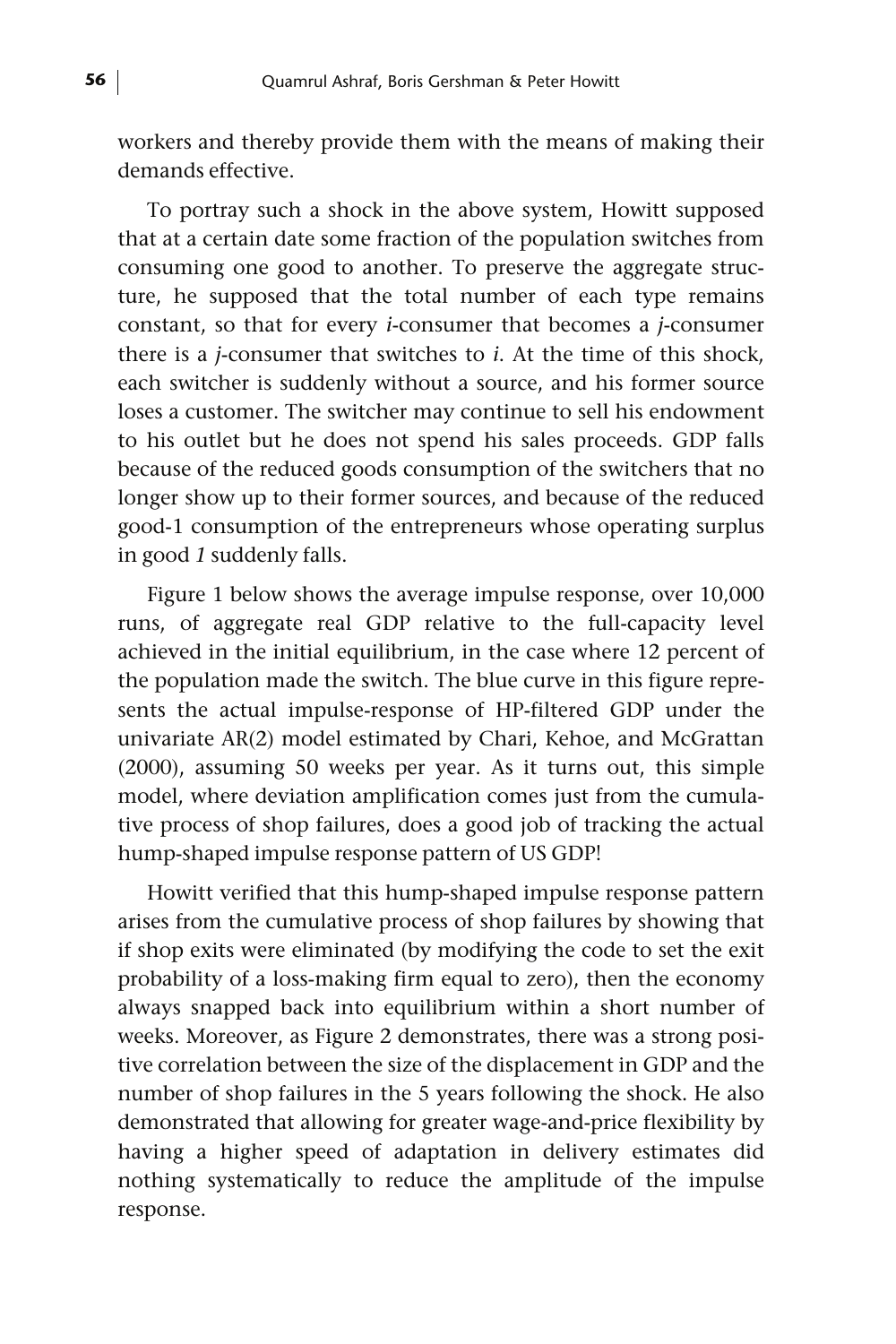workers and thereby provide them with the means of making their demands effective.

To portray such a shock in the above system, Howitt supposed that at a certain date some fraction of the population switches from consuming one good to another. To preserve the aggregate structure, he supposed that the total number of each type remains constant, so that for every *i*-consumer that becomes a *j*-consumer there is a *j*-consumer that switches to *i*. At the time of this shock, each switcher is suddenly without a source, and his former source loses a customer. The switcher may continue to sell his endowment to his outlet but he does not spend his sales proceeds. GDP falls because of the reduced goods consumption of the switchers that no longer show up to their former sources, and because of the reduced good-1 consumption of the entrepreneurs whose operating surplus in good *1* suddenly falls.

Figure 1 below shows the average impulse response, over 10,000 runs, of aggregate real GDP relative to the full-capacity level achieved in the initial equilibrium, in the case where 12 percent of the population made the switch. The blue curve in this figure represents the actual impulse-response of HP-filtered GDP under the univariate AR(2) model estimated by Chari, Kehoe, and McGrattan (2000), assuming 50 weeks per year. As it turns out, this simple model, where deviation amplification comes just from the cumulative process of shop failures, does a good job of tracking the actual hump-shaped impulse response pattern of US GDP!

Howitt verified that this hump-shaped impulse response pattern arises from the cumulative process of shop failures by showing that if shop exits were eliminated (by modifying the code to set the exit probability of a loss-making firm equal to zero), then the economy always snapped back into equilibrium within a short number of weeks. Moreover, as Figure 2 demonstrates, there was a strong positive correlation between the size of the displacement in GDP and the number of shop failures in the 5 years following the shock. He also demonstrated that allowing for greater wage-and-price flexibility by having a higher speed of adaptation in delivery estimates did nothing systematically to reduce the amplitude of the impulse response.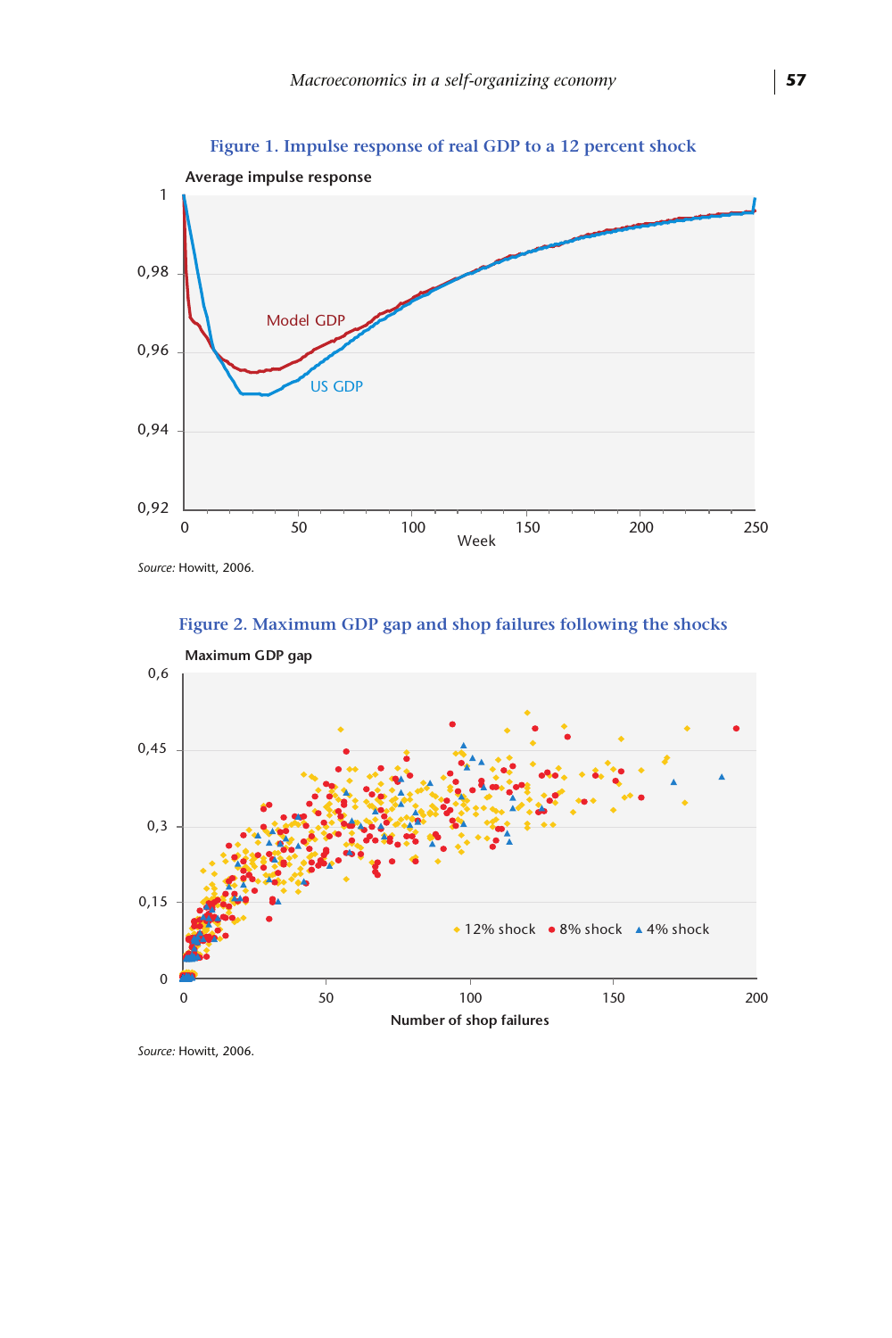**Figure 1. Impulse response of real GDP to a 12 percent shock**

*Source:* Howitt, 2006.

**Figure 2. Maximum GDP gap and shop failures following the shocks**

*Source:* Howitt, 2006.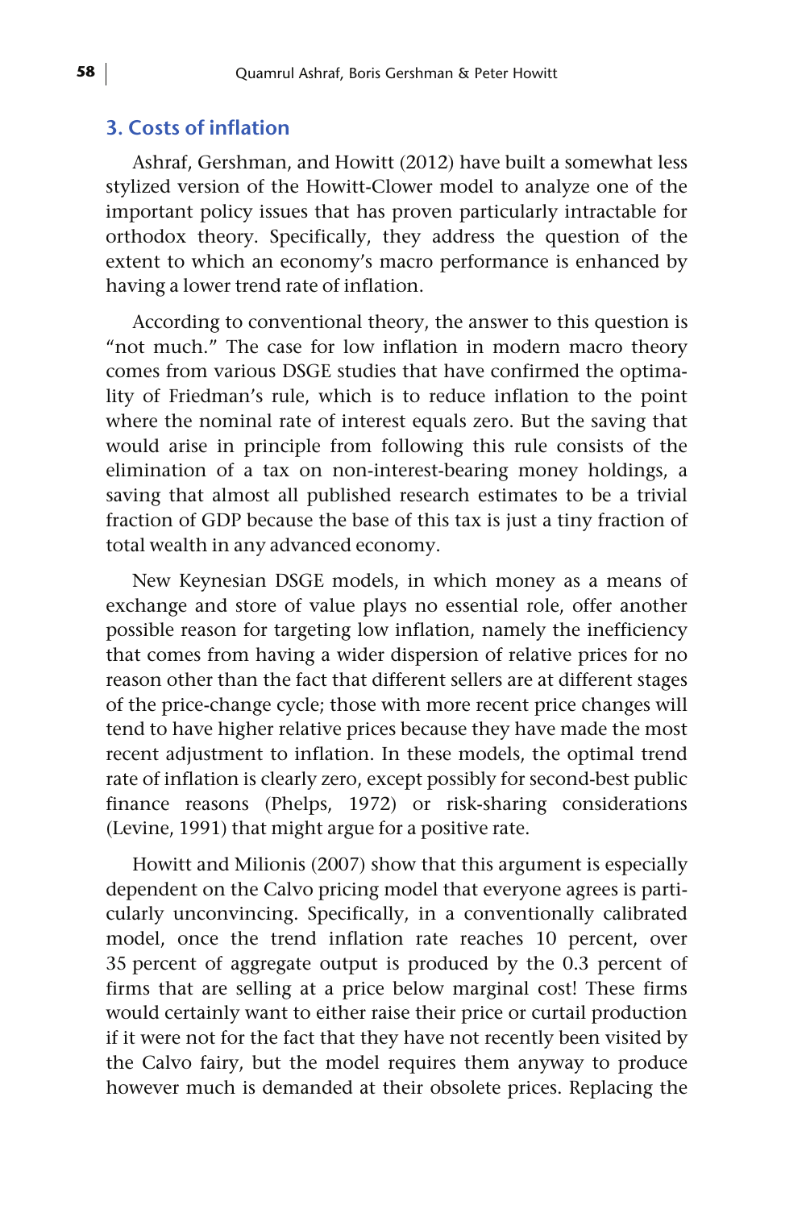## 3. Costs of inflation

Ashraf, Gershman, and Howitt (2012) have built a somewhat less stylized version of the Howitt-Clower model to analyze one of the important policy issues that has proven particularly intractable for orthodox theory. Specifically, they address the question of the extent to which an economy's macro performance is enhanced by having a lower trend rate of inflation.

According to conventional theory, the answer to this question is "not much." The case for low inflation in modern macro theory comes from various DSGE studies that have confirmed the optimality of Friedman's rule, which is to reduce inflation to the point where the nominal rate of interest equals zero. But the saving that would arise in principle from following this rule consists of the elimination of a tax on non-interest-bearing money holdings, a saving that almost all published research estimates to be a trivial fraction of GDP because the base of this tax is just a tiny fraction of total wealth in any advanced economy.

New Keynesian DSGE models, in which money as a means of exchange and store of value plays no essential role, offer another possible reason for targeting low inflation, namely the inefficiency that comes from having a wider dispersion of relative prices for no reason other than the fact that different sellers are at different stages of the price-change cycle; those with more recent price changes will tend to have higher relative prices because they have made the most recent adjustment to inflation. In these models, the optimal trend rate of inflation is clearly zero, except possibly for second-best public finance reasons (Phelps, 1972) or risk-sharing considerations (Levine, 1991) that might argue for a positive rate.

Howitt and Milionis (2007) show that this argument is especially dependent on the Calvo pricing model that everyone agrees is particularly unconvincing. Specifically, in a conventionally calibrated model, once the trend inflation rate reaches 10 percent, over 35 percent of aggregate output is produced by the 0.3 percent of firms that are selling at a price below marginal cost! These firms would certainly want to either raise their price or curtail production if it were not for the fact that they have not recently been visited by the Calvo fairy, but the model requires them anyway to produce however much is demanded at their obsolete prices. Replacing the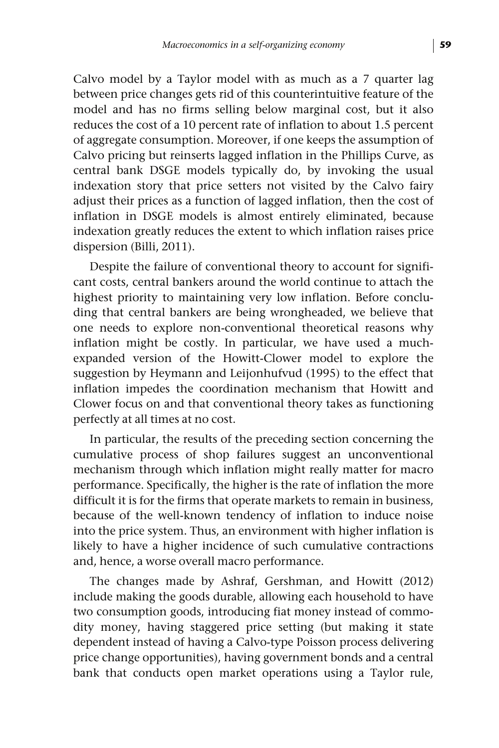Calvo model by a Taylor model with as much as a 7 quarter lag between price changes gets rid of this counterintuitive feature of the model and has no firms selling below marginal cost, but it also reduces the cost of a 10 percent rate of inflation to about 1.5 percent of aggregate consumption. Moreover, if one keeps the assumption of Calvo pricing but reinserts lagged inflation in the Phillips Curve, as central bank DSGE models typically do, by invoking the usual indexation story that price setters not visited by the Calvo fairy adjust their prices as a function of lagged inflation, then the cost of inflation in DSGE models is almost entirely eliminated, because indexation greatly reduces the extent to which inflation raises price dispersion (Billi, 2011).

Despite the failure of conventional theory to account for significant costs, central bankers around the world continue to attach the highest priority to maintaining very low inflation. Before concluding that central bankers are being wrongheaded, we believe that one needs to explore non-conventional theoretical reasons why inflation might be costly. In particular, we have used a much-expanded version of the Howitt-Clower model to explore the suggestion by Heymann and Leijonhufvud (1995) to the effect that inflation impedes the coordination mechanism that Howitt and Clower focus on and that conventional theory takes as functioning perfectly at all times at no cost.

In particular, the results of the preceding section concerning the cumulative process of shop failures suggest an unconventional mechanism through which inflation might really matter for macro performance. Specifically, the higher is the rate of inflation the more difficult it is for the firms that operate markets to remain in business, because of the well-known tendency of inflation to induce noise into the price system. Thus, an environment with higher inflation is likely to have a higher incidence of such cumulative contractions and, hence, a worse overall macro performance.

The changes made by Ashraf, Gershman, and Howitt (2012) include making the goods durable, allowing each household to have two consumption goods, introducing fiat money instead of commodity money, having staggered price setting (but making it state dependent instead of having a Calvo-type Poisson process delivering price change opportunities), having government bonds and a central bank that conducts open market operations using a Taylor rule,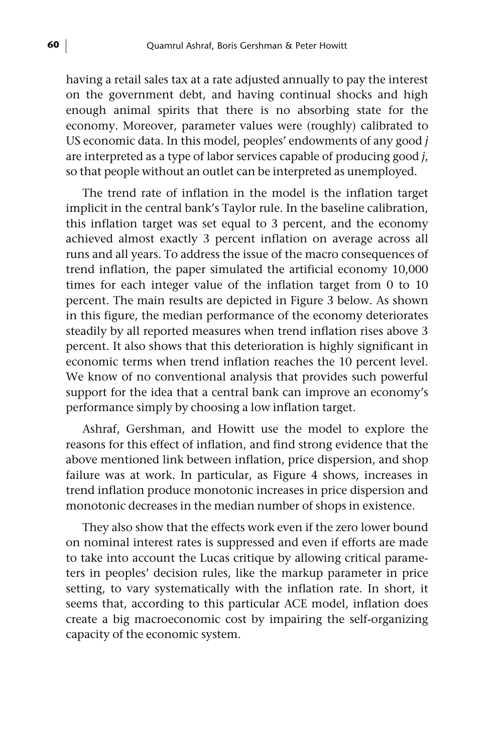having a retail sales tax at a rate adjusted annually to pay the interest on the government debt, and having continual shocks and high enough animal spirits that there is no absorbing state for the economy. Moreover, parameter values were (roughly) calibrated to US economic data. In this model, peoples' endowments of any good *j* are interpreted as a type of labor services capable of producing good *j*, so that people without an outlet can be interpreted as unemployed.

The trend rate of inflation in the model is the inflation target implicit in the central bank's Taylor rule. In the baseline calibration, this inflation target was set equal to 3 percent, and the economy achieved almost exactly 3 percent inflation on average across all runs and all years. To address the issue of the macro consequences of trend inflation, the paper simulated the artificial economy 10,000 times for each integer value of the inflation target from 0 to 10 percent. The main results are depicted in Figure 3 below. As shown in this figure, the median performance of the economy deteriorates steadily by all reported measures when trend inflation rises above 3 percent. It also shows that this deterioration is highly significant in economic terms when trend inflation reaches the 10 percent level. We know of no conventional analysis that provides such powerful support for the idea that a central bank can improve an economy's performance simply by choosing a low inflation target.

Ashraf, Gershman, and Howitt use the model to explore the reasons for this effect of inflation, and find strong evidence that the above mentioned link between inflation, price dispersion, and shop failure was at work. In particular, as Figure 4 shows, increases in trend inflation produce monotonic increases in price dispersion and monotonic decreases in the median number of shops in existence.

They also show that the effects work even if the zero lower bound on nominal interest rates is suppressed and even if efforts are made to take into account the Lucas critique by allowing critical parameters in peoples' decision rules, like the markup parameter in price setting, to vary systematically with the inflation rate. In short, it seems that, according to this particular ACE model, inflation does create a big macroeconomic cost by impairing the self-organizing capacity of the economic system.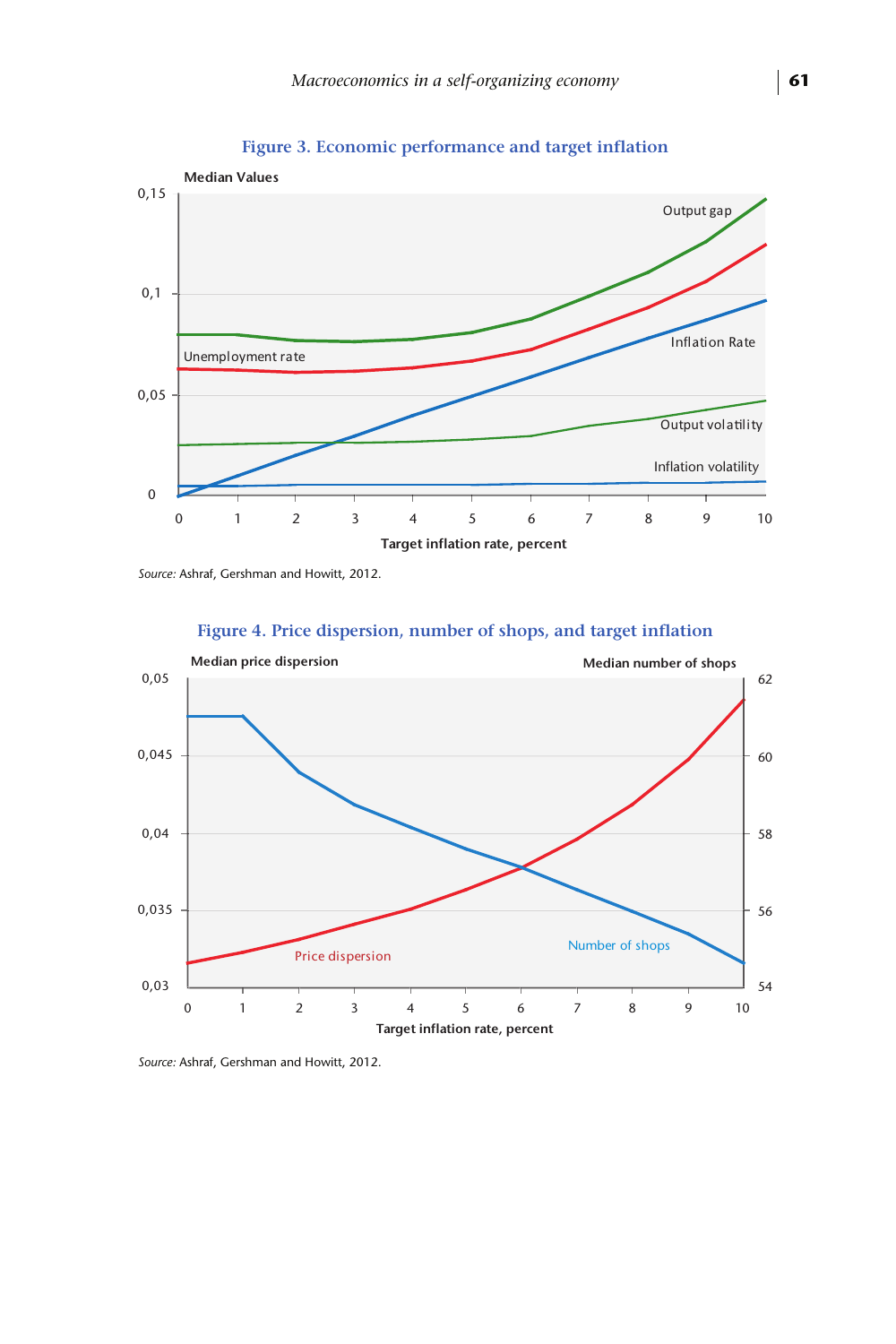**Figure 3. Economic performance and target inflation**

Median Values

Source: Ashraf, Gershman and Howitt, 2012.

**Figure 4. Price dispersion, number of shops, and target inflation**

Source: Ashraf, Gershman and Howitt, 2012.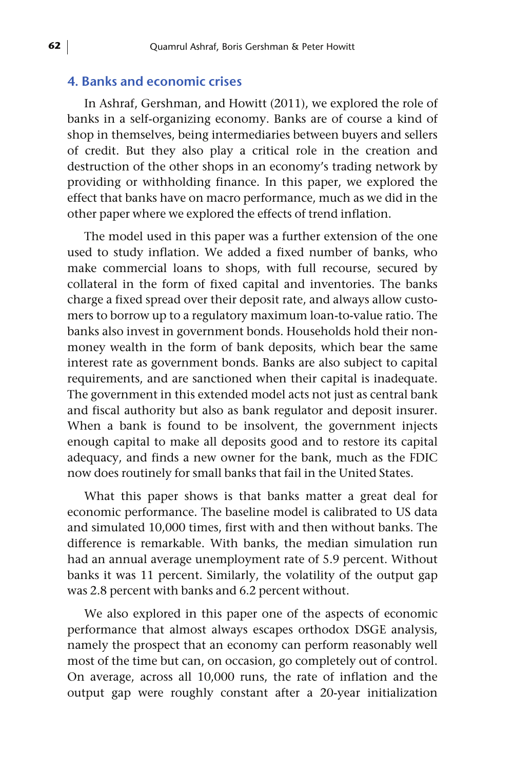## 4. Banks and economic crises

In Ashraf, Gershman, and Howitt (2011), we explored the role of banks in a self-organizing economy. Banks are of course a kind of shop in themselves, being intermediaries between buyers and sellers of credit. But they also play a critical role in the creation and destruction of the other shops in an economy's trading network by providing or withholding finance. In this paper, we explored the effect that banks have on macro performance, much as we did in the other paper where we explored the effects of trend inflation.

The model used in this paper was a further extension of the one used to study inflation. We added a fixed number of banks, who make commercial loans to shops, with full recourse, secured by collateral in the form of fixed capital and inventories. The banks charge a fixed spread over their deposit rate, and always allow customers to borrow up to a regulatory maximum loan-to-value ratio. The banks also invest in government bonds. Households hold their non-money wealth in the form of bank deposits, which bear the same interest rate as government bonds. Banks are also subject to capital requirements, and are sanctioned when their capital is inadequate. The government in this extended model acts not just as central bank and fiscal authority but also as bank regulator and deposit insurer. When a bank is found to be insolvent, the government injects enough capital to make all deposits good and to restore its capital adequacy, and finds a new owner for the bank, much as the FDIC now does routinely for small banks that fail in the United States.

What this paper shows is that banks matter a great deal for economic performance. The baseline model is calibrated to US data and simulated 10,000 times, first with and then without banks. The difference is remarkable. With banks, the median simulation run had an annual average unemployment rate of 5.9 percent. Without banks it was 11 percent. Similarly, the volatility of the output gap was 2.8 percent with banks and 6.2 percent without.

We also explored in this paper one of the aspects of economic performance that almost always escapes orthodox DSGE analysis, namely the prospect that an economy can perform reasonably well most of the time but can, on occasion, go completely out of control. On average, across all 10,000 runs, the rate of inflation and the output gap were roughly constant after a 20-year initialization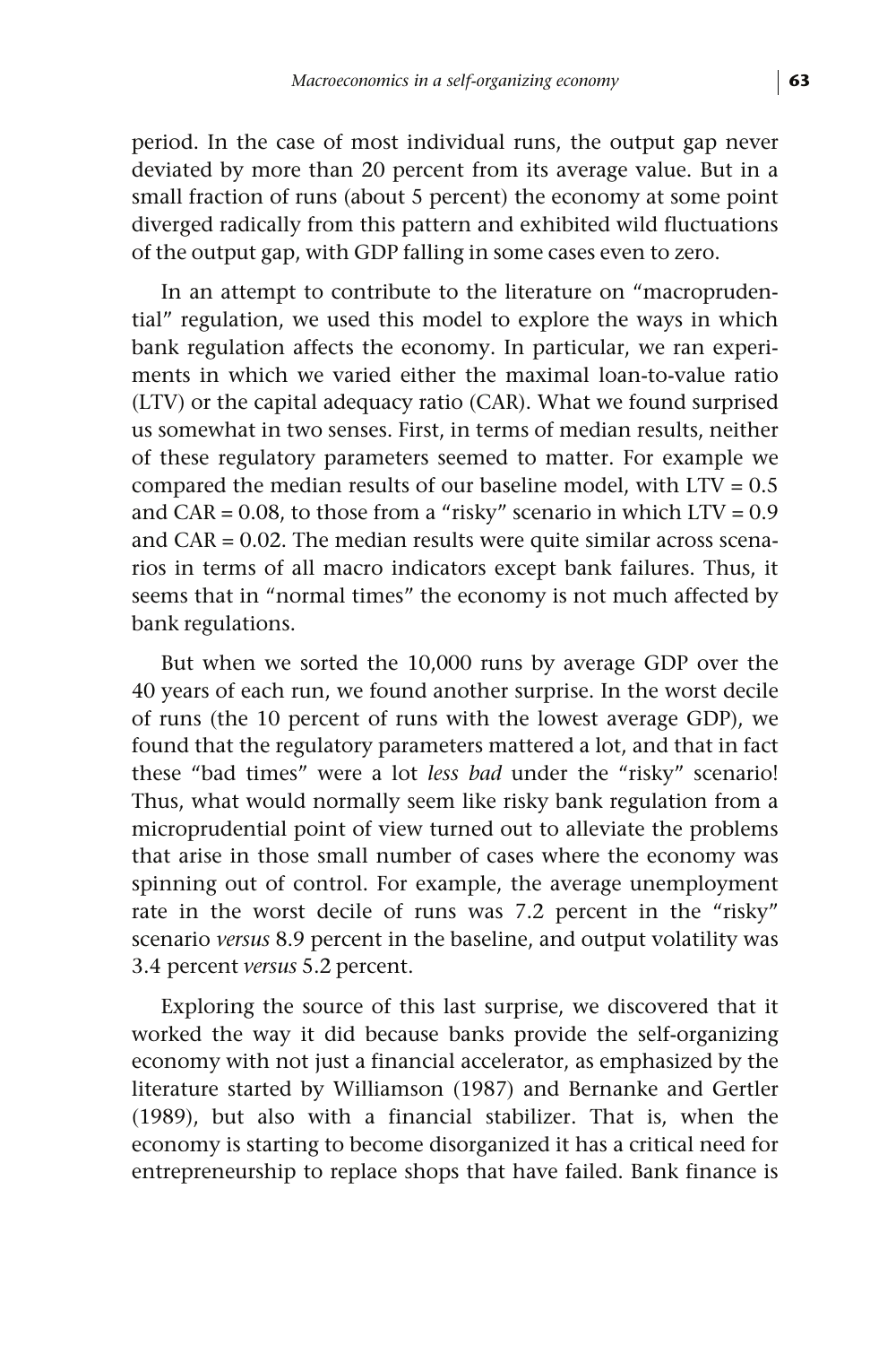period. In the case of most individual runs, the output gap never deviated by more than 20 percent from its average value. But in a small fraction of runs (about 5 percent) the economy at some point diverged radically from this pattern and exhibited wild fluctuations of the output gap, with GDP falling in some cases even to zero.

In an attempt to contribute to the literature on "macroprudential" regulation, we used this model to explore the ways in which bank regulation affects the economy. In particular, we ran experiments in which we varied either the maximal loan-to-value ratio (LTV) or the capital adequacy ratio (CAR). What we found surprised us somewhat in two senses. First, in terms of median results, neither of these regulatory parameters seemed to matter. For example we compared the median results of our baseline model, with LTV = 0.5 and CAR = 0.08, to those from a "risky" scenario in which LTV = 0.9 and CAR = 0.02. The median results were quite similar across scenarios in terms of all macro indicators except bank failures. Thus, it seems that in "normal times" the economy is not much affected by bank regulations.

But when we sorted the 10,000 runs by average GDP over the 40 years of each run, we found another surprise. In the worst decile of runs (the 10 percent of runs with the lowest average GDP), we found that the regulatory parameters mattered a lot, and that in fact these "bad times" were a lot *less bad* under the "risky" scenario! Thus, what would normally seem like risky bank regulation from a microprudential point of view turned out to alleviate the problems that arise in those small number of cases where the economy was spinning out of control. For example, the average unemployment rate in the worst decile of runs was 7.2 percent in the "risky" scenario *versus* 8.9 percent in the baseline, and output volatility was 3.4 percent *versus* 5.2 percent.

Exploring the source of this last surprise, we discovered that it worked the way it did because banks provide the self-organizing economy with not just a financial accelerator, as emphasized by the literature started by Williamson (1987) and Bernanke and Gertler (1989), but also with a financial stabilizer. That is, when the economy is starting to become disorganized it has a critical need for entrepreneurship to replace shops that have failed. Bank finance is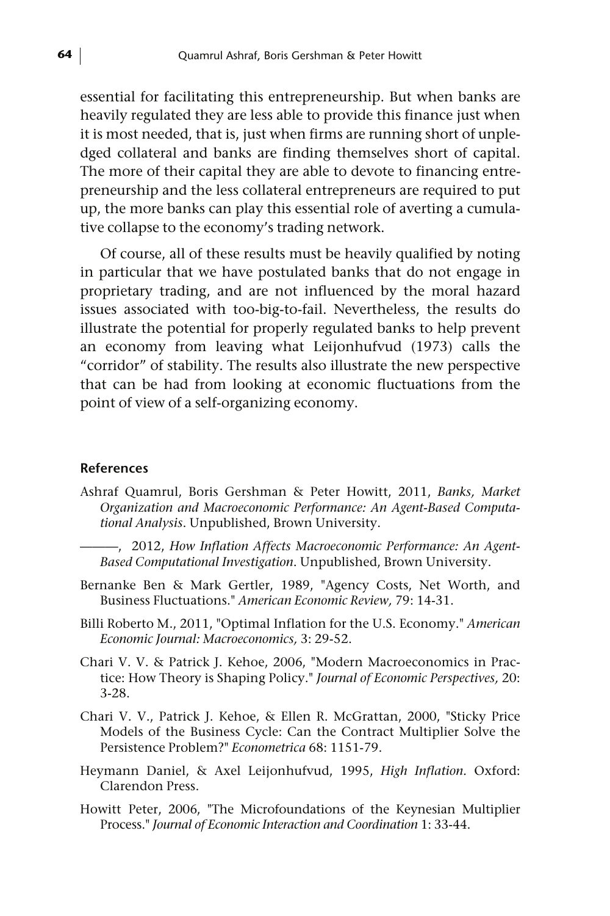essential for facilitating this entrepreneurship. But when banks are heavily regulated they are less able to provide this finance just when it is most needed, that is, just when firms are running short of unpledged collateral and banks are finding themselves short of capital. The more of their capital they are able to devote to financing entrepreneurship and the less collateral entrepreneurs are required to put up, the more banks can play this essential role of averting a cumulative collapse to the economy's trading network.

Of course, all of these results must be heavily qualified by noting in particular that we have postulated banks that do not engage in proprietary trading, and are not influenced by the moral hazard issues associated with too-big-to-fail. Nevertheless, the results do illustrate the potential for properly regulated banks to help prevent an economy from leaving what Leijonhufvud (1973) calls the "corridor" of stability. The results also illustrate the new perspective that can be had from looking at economic fluctuations from the point of view of a self-organizing economy.

### References

Ashraf Quamrul, Boris Gershman & Peter Howitt, 2011, *Banks, Market Organization and Macroeconomic Performance: An Agent-Based Computational Analysis*. Unpublished, Brown University.

———, 2012, *How Inflation Affects Macroeconomic Performance: An Agent-Based Computational Investigation*. Unpublished, Brown University.

Bernanke Ben & Mark Gertler, 1989, "Agency Costs, Net Worth, and Business Fluctuations." *American Economic Review,* 79: 14-31.

Billi Roberto M., 2011, "Optimal Inflation for the U.S. Economy." *American Economic Journal: Macroeconomics,* 3: 29-52.

Chari V. V. & Patrick J. Kehoe, 2006, "Modern Macroeconomics in Practice: How Theory is Shaping Policy." *Journal of Economic Perspectives,* 20: 3-28.

Chari V. V., Patrick J. Kehoe, & Ellen R. McGrattan, 2000, "Sticky Price Models of the Business Cycle: Can the Contract Multiplier Solve the Persistence Problem?" *Econometrica* 68: 1151-79.

Heymann Daniel, & Axel Leijonhufvud, 1995, *High Inflation.* Oxford: Clarendon Press.

Howitt Peter, 2006, "The Microfoundations of the Keynesian Multiplier Process." *Journal of Economic Interaction and Coordination* 1: 33-44.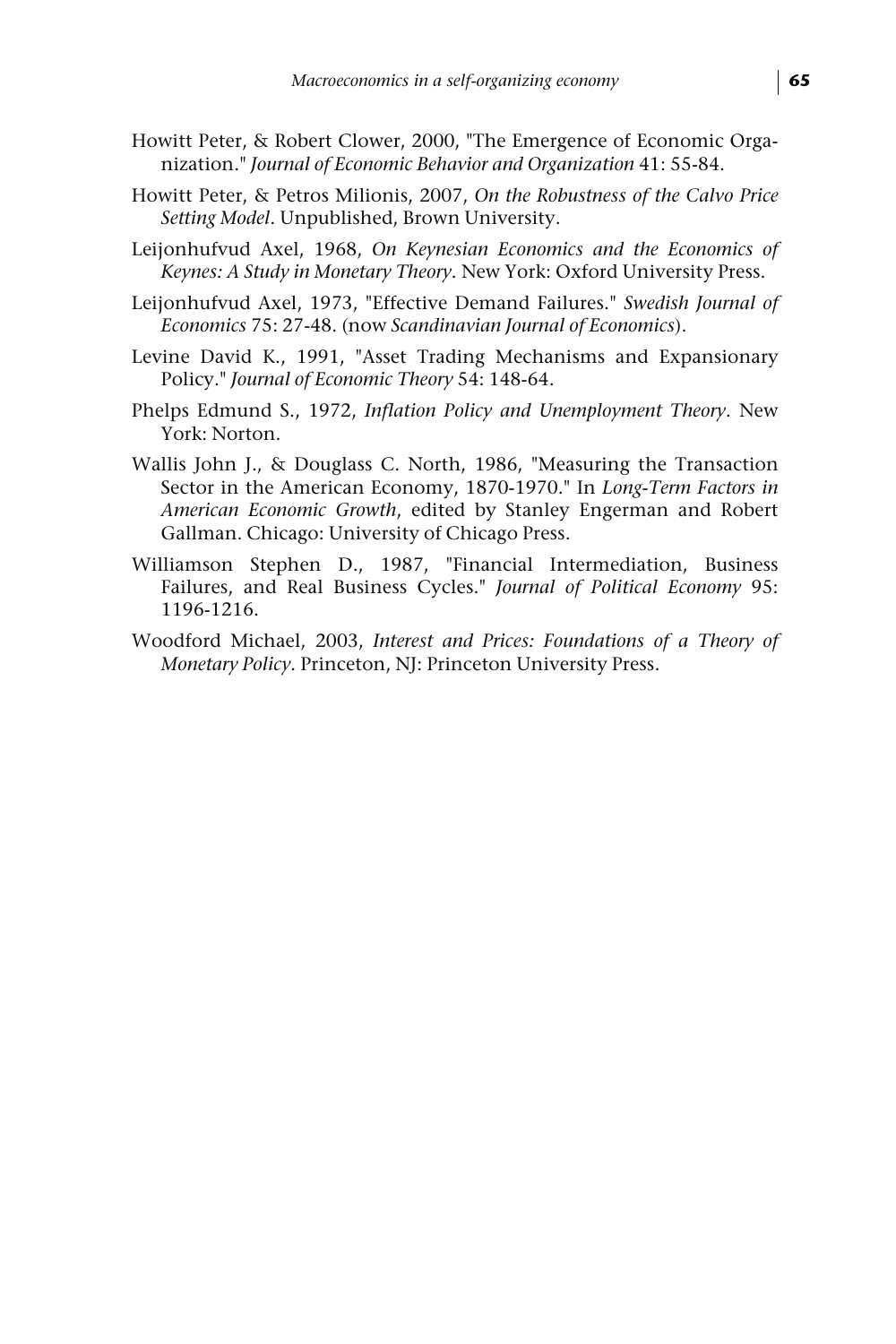Howitt Peter, & Robert Clower, 2000, "The Emergence of Economic Organization." *Journal of Economic Behavior and Organization* 41: 55-84.

Howitt Peter, & Petros Milionis, 2007, *On the Robustness of the Calvo Price Setting Model*. Unpublished, Brown University.

Leijonhufvud Axel, 1968, *On Keynesian Economics and the Economics of Keynes: A Study in Monetary Theory*. New York: Oxford University Press.

Leijonhufvud Axel, 1973, "Effective Demand Failures." *Swedish Journal of Economics* 75: 27-48. (now *Scandinavian Journal of Economics*).

Levine David K., 1991, "Asset Trading Mechanisms and Expansionary Policy." *Journal of Economic Theory* 54: 148-64.

Phelps Edmund S., 1972, *Inflation Policy and Unemployment Theory*. New York: Norton.

Wallis John J., & Douglass C. North, 1986, "Measuring the Transaction Sector in the American Economy, 1870-1970." In *Long-Term Factors in American Economic Growth*, edited by Stanley Engerman and Robert Gallman. Chicago: University of Chicago Press.

Williamson Stephen D., 1987, "Financial Intermediation, Business Failures, and Real Business Cycles." *Journal of Political Economy* 95: 1196-1216.

Woodford Michael, 2003, *Interest and Prices: Foundations of a Theory of Monetary Policy*. Princeton, NJ: Princeton University Press.